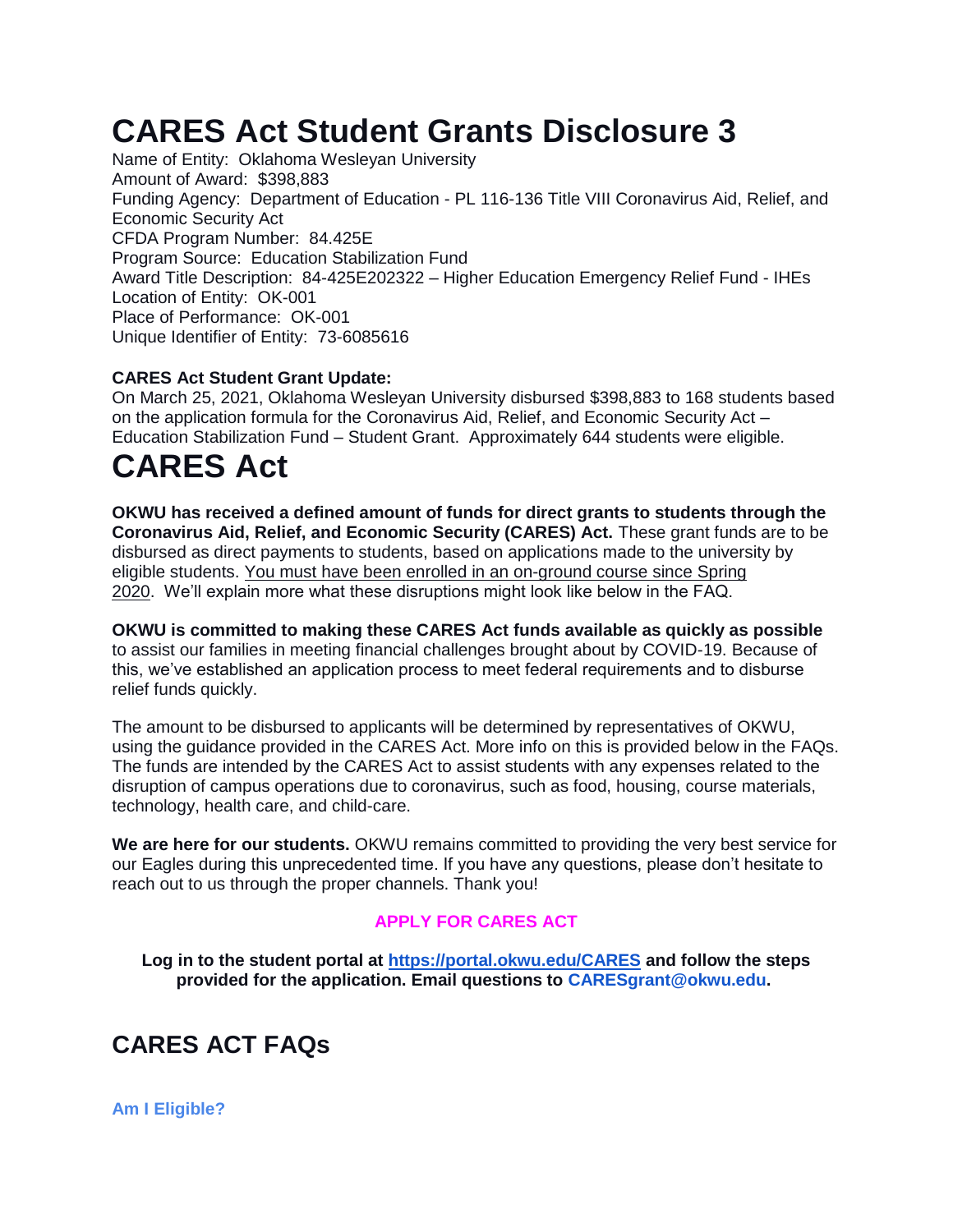# CARES Act Student Grants Disclosure 3

Name of Entity: Oklahoma Wesleyan University
Amount of Award: $398,883
Funding Agency: Department of Education - PL 116-136 Title VIII Coronavirus Aid, Relief, and Economic Security Act
CFDA Program Number: 84.425E
Program Source: Education Stabilization Fund
Award Title Description: 84-425E202322 – Higher Education Emergency Relief Fund - IHEs
Location of Entity: OK-001
Place of Performance: OK-001
Unique Identifier of Entity: 73-6085616

**CARES Act Student Grant Update:**
On March 25, 2021, Oklahoma Wesleyan University disbursed $398,883 to 168 students based on the application formula for the Coronavirus Aid, Relief, and Economic Security Act – Education Stabilization Fund – Student Grant. Approximately 644 students were eligible.

# CARES Act

**OKWU has received a defined amount of funds for direct grants to students through the Coronavirus Aid, Relief, and Economic Security (CARES) Act.** These grant funds are to be disbursed as direct payments to students, based on applications made to the university by eligible students. You must have been enrolled in an on-ground course since Spring 2020. We'll explain more what these disruptions might look like below in the FAQ.

**OKWU is committed to making these CARES Act funds available as quickly as possible** to assist our families in meeting financial challenges brought about by COVID-19. Because of this, we've established an application process to meet federal requirements and to disburse relief funds quickly.

The amount to be disbursed to applicants will be determined by representatives of OKWU, using the guidance provided in the CARES Act. More info on this is provided below in the FAQs. The funds are intended by the CARES Act to assist students with any expenses related to the disruption of campus operations due to coronavirus, such as food, housing, course materials, technology, health care, and child-care.

**We are here for our students.** OKWU remains committed to providing the very best service for our Eagles during this unprecedented time. If you have any questions, please don't hesitate to reach out to us through the proper channels. Thank you!

**APPLY FOR CARES ACT**

**Log in to the student portal at https://portal.okwu.edu/CARES and follow the steps provided for the application. Email questions to CARESgrant@okwu.edu.**

## CARES ACT FAQs

**Am I Eligible?**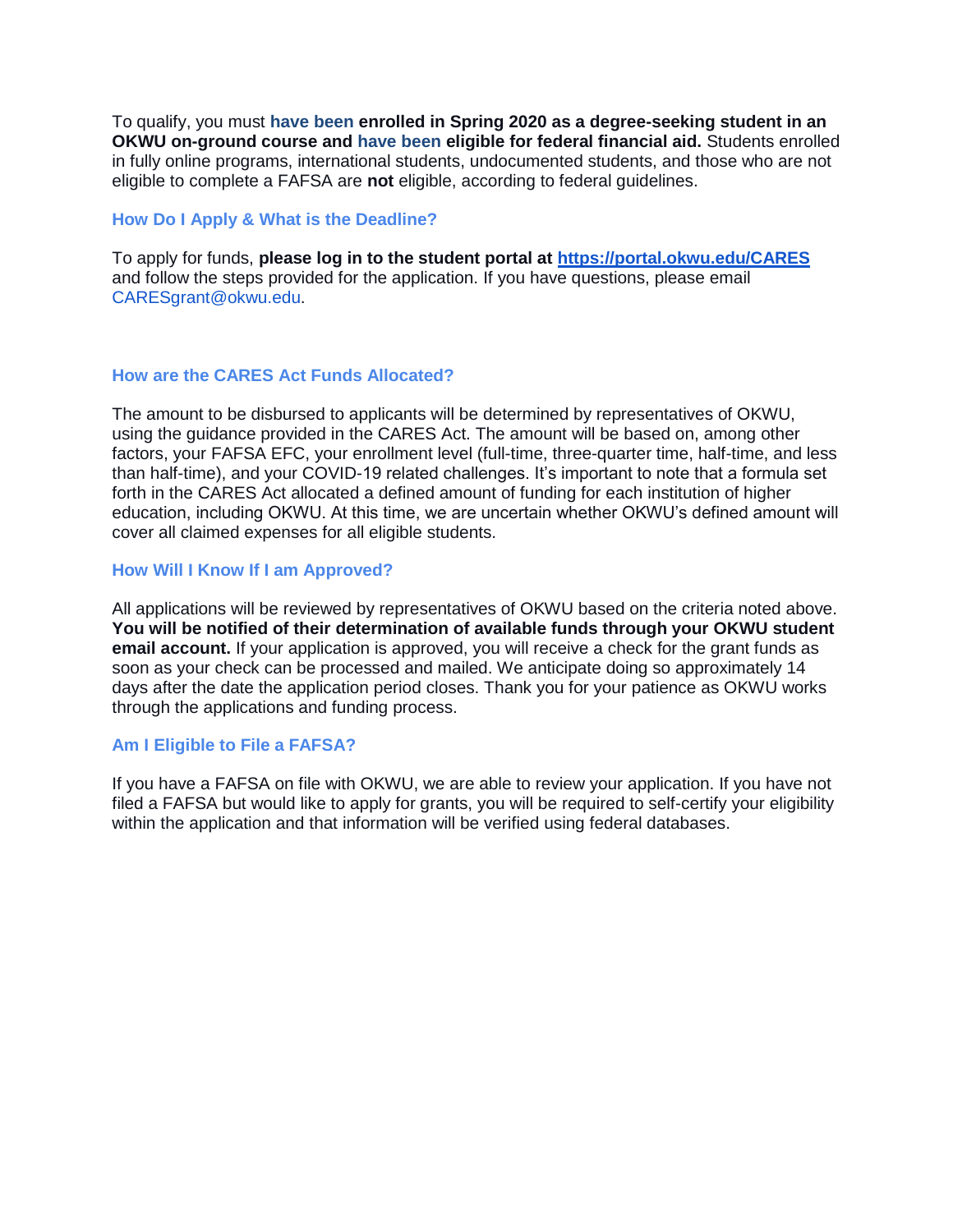To qualify, you must **have been enrolled in Spring 2020 as a degree-seeking student in an OKWU on-ground course and have been eligible for federal financial aid.** Students enrolled in fully online programs, international students, undocumented students, and those who are not eligible to complete a FAFSA are **not** eligible, according to federal guidelines.

### How Do I Apply & What is the Deadline?

To apply for funds, **please log in to the student portal at [https://portal.okwu.edu/CARES](https://portal.okwu.edu/CARES)** and follow the steps provided for the application. If you have questions, please email CARESgrant@okwu.edu.

### How are the CARES Act Funds Allocated?

The amount to be disbursed to applicants will be determined by representatives of OKWU, using the guidance provided in the CARES Act. The amount will be based on, among other factors, your FAFSA EFC, your enrollment level (full-time, three-quarter time, half-time, and less than half-time), and your COVID-19 related challenges. It's important to note that a formula set forth in the CARES Act allocated a defined amount of funding for each institution of higher education, including OKWU. At this time, we are uncertain whether OKWU's defined amount will cover all claimed expenses for all eligible students.

### How Will I Know If I am Approved?

All applications will be reviewed by representatives of OKWU based on the criteria noted above. **You will be notified of their determination of available funds through your OKWU student email account.** If your application is approved, you will receive a check for the grant funds as soon as your check can be processed and mailed. We anticipate doing so approximately 14 days after the date the application period closes. Thank you for your patience as OKWU works through the applications and funding process.

### Am I Eligible to File a FAFSA?

If you have a FAFSA on file with OKWU, we are able to review your application. If you have not filed a FAFSA but would like to apply for grants, you will be required to self-certify your eligibility within the application and that information will be verified using federal databases.